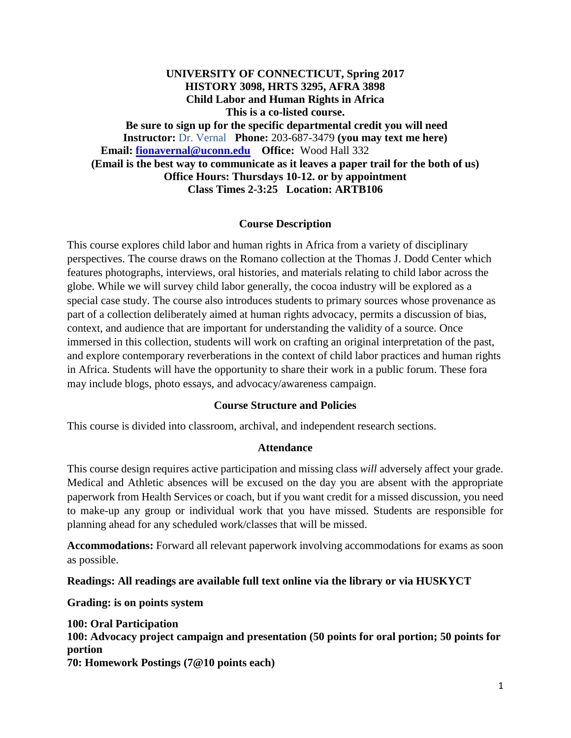**UNIVERSITY OF CONNECTICUT, Spring 2017**
**HISTORY 3098, HRTS 3295, AFRA 3898**
**Child Labor and Human Rights in Africa**
**This is a co-listed course.**
**Be sure to sign up for the specific departmental credit you will need**
**Instructor:** Dr. Vernal **Phone:** 203-687-3479 **(you may text me here)**
**Email: [fionavernal@uconn.edu](mailto:fionavernal@uconn.edu) Office:** Wood Hall 332
**(Email is the best way to communicate as it leaves a paper trail for the both of us)**
**Office Hours: Thursdays 10-12. or by appointment**
**Class Times 2-3:25 Location: ARTB106**

## Course Description

This course explores child labor and human rights in Africa from a variety of disciplinary perspectives. The course draws on the Romano collection at the Thomas J. Dodd Center which features photographs, interviews, oral histories, and materials relating to child labor across the globe. While we will survey child labor generally, the cocoa industry will be explored as a special case study. The course also introduces students to primary sources whose provenance as part of a collection deliberately aimed at human rights advocacy, permits a discussion of bias, context, and audience that are important for understanding the validity of a source. Once immersed in this collection, students will work on crafting an original interpretation of the past, and explore contemporary reverberations in the context of child labor practices and human rights in Africa. Students will have the opportunity to share their work in a public forum. These fora may include blogs, photo essays, and advocacy/awareness campaign.

## Course Structure and Policies

This course is divided into classroom, archival, and independent research sections.

## Attendance

This course design requires active participation and missing class *will* adversely affect your grade. Medical and Athletic absences will be excused on the day you are absent with the appropriate paperwork from Health Services or coach, but if you want credit for a missed discussion, you need to make-up any group or individual work that you have missed. Students are responsible for planning ahead for any scheduled work/classes that will be missed.

**Accommodations:** Forward all relevant paperwork involving accommodations for exams as soon as possible.

**Readings: All readings are available full text online via the library or via HUSKYCT**

**Grading: is on points system**

**100: Oral Participation**
**100: Advocacy project campaign and presentation (50 points for oral portion; 50 points for portion**
**70: Homework Postings (7@10 points each)**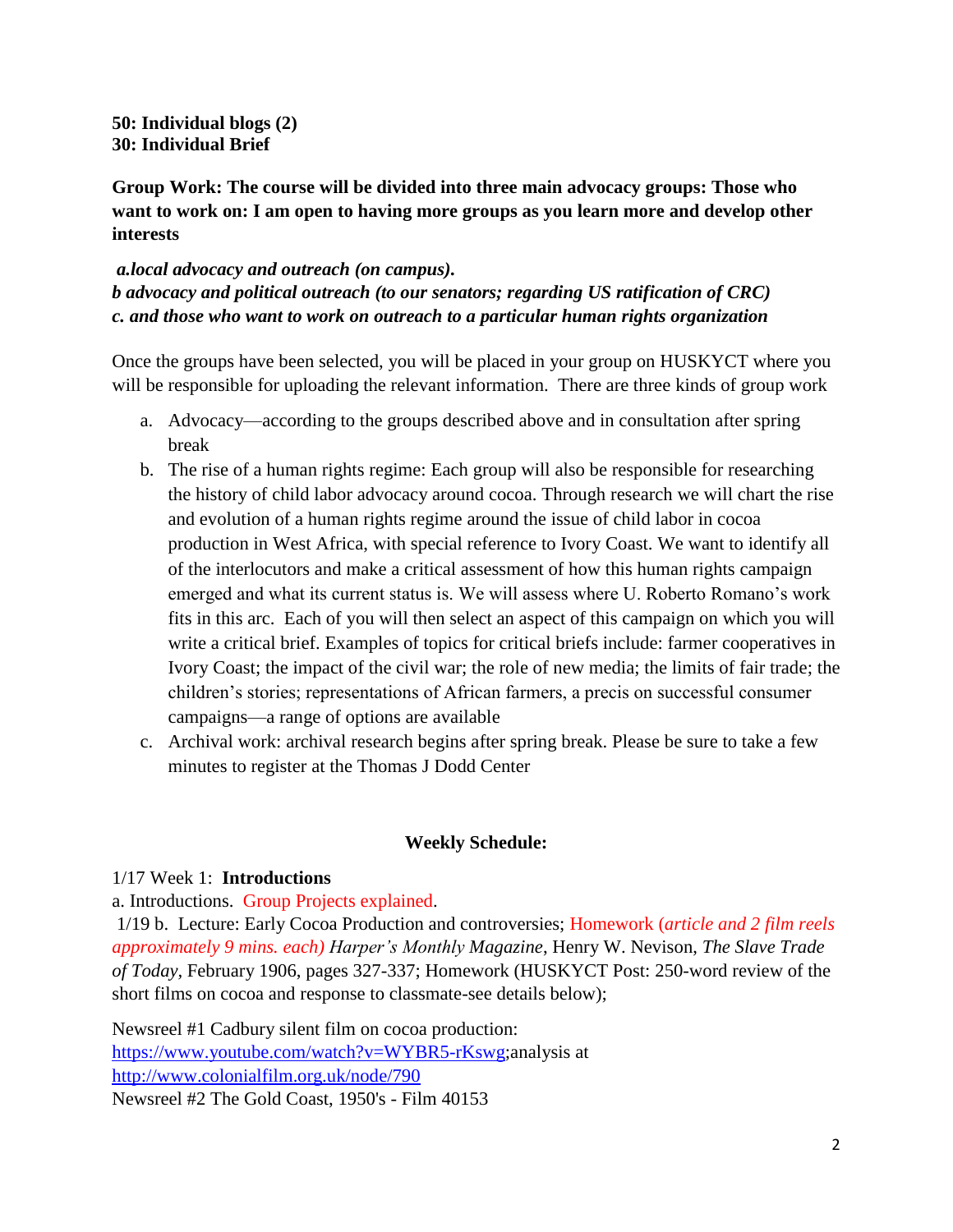**50: Individual blogs (2)**
**30: Individual Brief**

**Group Work: The course will be divided into three main advocacy groups: Those who want to work on: I am open to having more groups as you learn more and develop other interests**

***a.local advocacy and outreach (on campus).***
***b advocacy and political outreach (to our senators; regarding US ratification of CRC)***
***c. and those who want to work on outreach to a particular human rights organization***

Once the groups have been selected, you will be placed in your group on HUSKYCT where you will be responsible for uploading the relevant information. There are three kinds of group work

a. Advocacy—according to the groups described above and in consultation after spring break
b. The rise of a human rights regime: Each group will also be responsible for researching the history of child labor advocacy around cocoa. Through research we will chart the rise and evolution of a human rights regime around the issue of child labor in cocoa production in West Africa, with special reference to Ivory Coast. We want to identify all of the interlocutors and make a critical assessment of how this human rights campaign emerged and what its current status is. We will assess where U. Roberto Romano's work fits in this arc. Each of you will then select an aspect of this campaign on which you will write a critical brief. Examples of topics for critical briefs include: farmer cooperatives in Ivory Coast; the impact of the civil war; the role of new media; the limits of fair trade; the children's stories; representations of African farmers, a precis on successful consumer campaigns—a range of options are available
c. Archival work: archival research begins after spring break. Please be sure to take a few minutes to register at the Thomas J Dodd Center

## Weekly Schedule:

1/17 Week 1: **Introductions**
a. Introductions. Group Projects explained.
1/19 b. Lecture: Early Cocoa Production and controversies; Homework (*article and 2 film reels approximately 9 mins. each) Harper's Monthly Magazine*, Henry W. Nevison, *The Slave Trade of Today,* February 1906, pages 327-337; Homework (HUSKYCT Post: 250-word review of the short films on cocoa and response to classmate-see details below);

Newsreel #1 Cadbury silent film on cocoa production: https://www.youtube.com/watch?v=WYBR5-rKswg;analysis at http://www.colonialfilm.org.uk/node/790
Newsreel #2 The Gold Coast, 1950's - Film 40153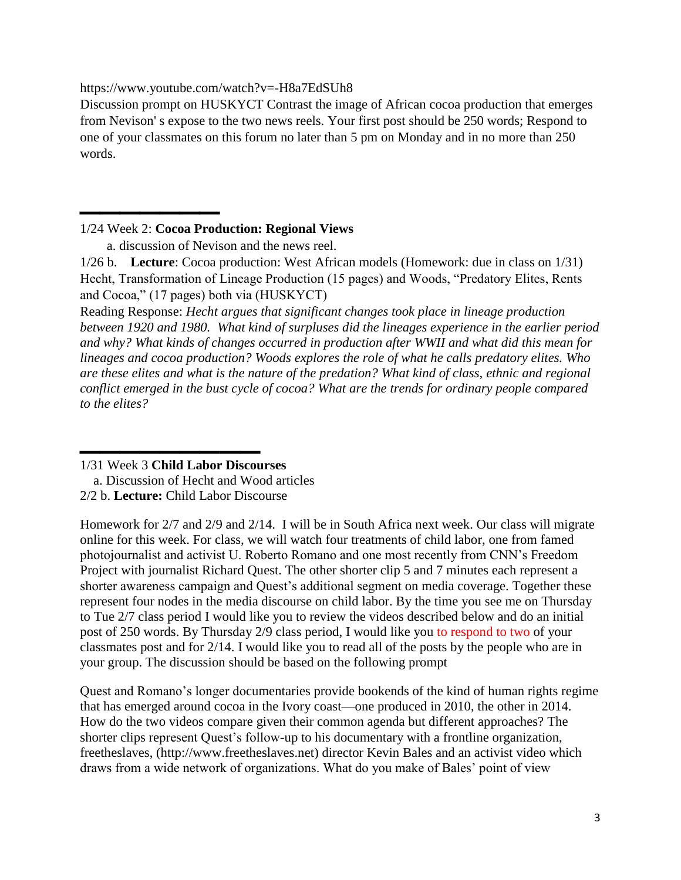https://www.youtube.com/watch?v=-H8a7EdSUh8

Discussion prompt on HUSKYCT Contrast the image of African cocoa production that emerges from Nevison' s expose to the two news reels. Your first post should be 250 words; Respond to one of your classmates on this forum no later than 5 pm on Monday and in no more than 250 words.

---

1/24 Week 2: **Cocoa Production: Regional Views**

a. discussion of Nevison and the news reel.

1/26 b. **Lecture**: Cocoa production: West African models (Homework: due in class on 1/31) Hecht, Transformation of Lineage Production (15 pages) and Woods, "Predatory Elites, Rents and Cocoa," (17 pages) both via (HUSKYCT)

Reading Response: *Hecht argues that significant changes took place in lineage production between 1920 and 1980. What kind of surpluses did the lineages experience in the earlier period and why? What kinds of changes occurred in production after WWII and what did this mean for lineages and cocoa production? Woods explores the role of what he calls predatory elites. Who are these elites and what is the nature of the predation? What kind of class, ethnic and regional conflict emerged in the bust cycle of cocoa? What are the trends for ordinary people compared to the elites?*

---

1/31 Week 3 **Child Labor Discourses**

a. Discussion of Hecht and Wood articles

2/2 b. **Lecture:** Child Labor Discourse

Homework for 2/7 and 2/9 and 2/14. I will be in South Africa next week. Our class will migrate online for this week. For class, we will watch four treatments of child labor, one from famed photojournalist and activist U. Roberto Romano and one most recently from CNN's Freedom Project with journalist Richard Quest. The other shorter clip 5 and 7 minutes each represent a shorter awareness campaign and Quest's additional segment on media coverage. Together these represent four nodes in the media discourse on child labor. By the time you see me on Thursday to Tue 2/7 class period I would like you to review the videos described below and do an initial post of 250 words. By Thursday 2/9 class period, I would like you to respond to two of your classmates post and for 2/14. I would like you to read all of the posts by the people who are in your group. The discussion should be based on the following prompt

Quest and Romano's longer documentaries provide bookends of the kind of human rights regime that has emerged around cocoa in the Ivory coast—one produced in 2010, the other in 2014. How do the two videos compare given their common agenda but different approaches? The shorter clips represent Quest's follow-up to his documentary with a frontline organization, freetheslaves, (http://www.freetheslaves.net) director Kevin Bales and an activist video which draws from a wide network of organizations. What do you make of Bales' point of view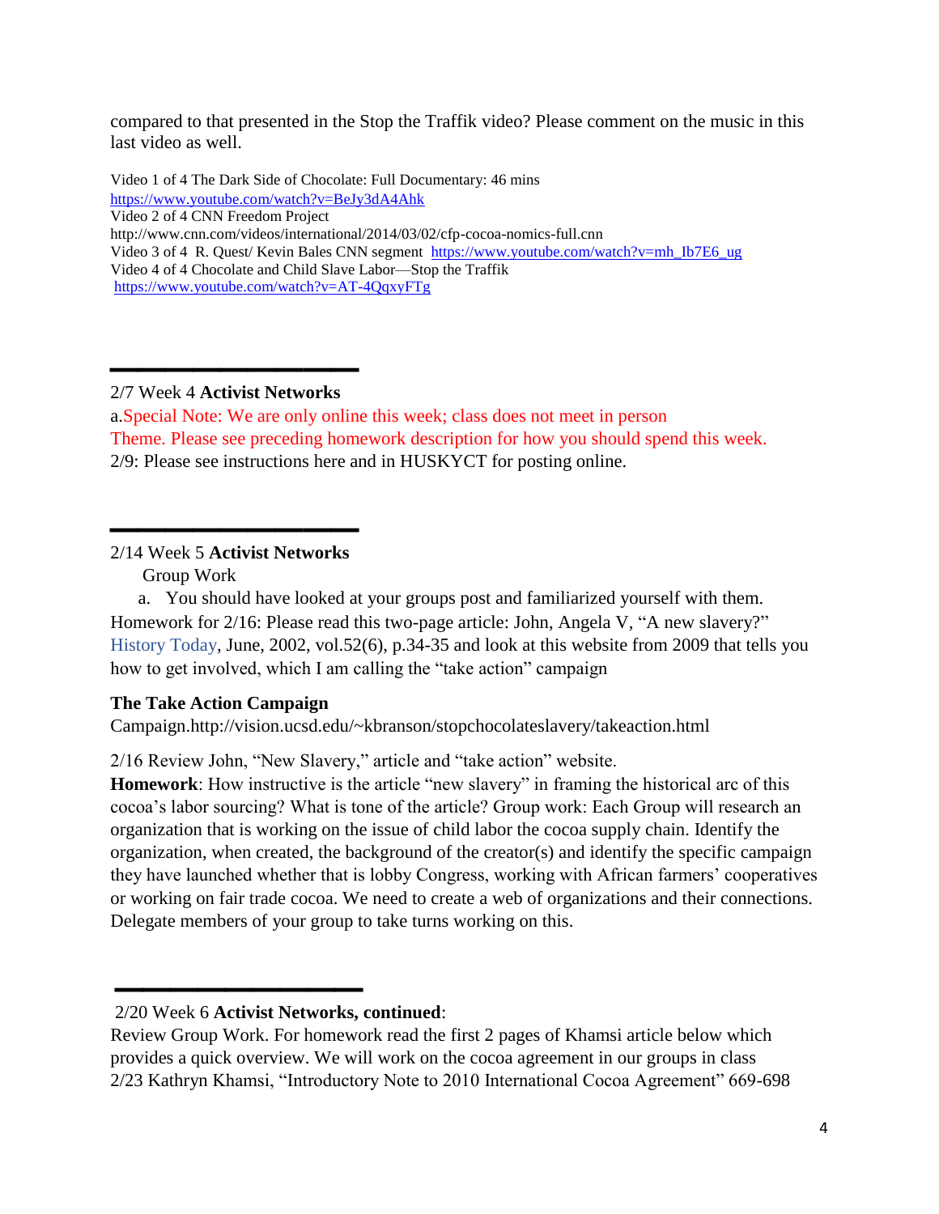compared to that presented in the Stop the Traffik video? Please comment on the music in this last video as well.

Video 1 of 4 The Dark Side of Chocolate: Full Documentary: 46 mins
https://www.youtube.com/watch?v=BeJy3dA4Ahk
Video 2 of 4 CNN Freedom Project
http://www.cnn.com/videos/international/2014/03/02/cfp-cocoa-nomics-full.cnn
Video 3 of 4 R. Quest/ Kevin Bales CNN segment https://www.youtube.com/watch?v=mh_Ib7E6_ug
Video 4 of 4 Chocolate and Child Slave Labor—Stop the Traffik
https://www.youtube.com/watch?v=AT-4QqxyFTg

---

2/7 Week 4 **Activist Networks**

a.Special Note: We are only online this week; class does not meet in person
Theme. Please see preceding homework description for how you should spend this week.
2/9: Please see instructions here and in HUSKYCT for posting online.

---

2/14 Week 5 **Activist Networks**

Group Work

a. You should have looked at your groups post and familiarized yourself with them.

Homework for 2/16: Please read this two-page article: John, Angela V, "A new slavery?" History Today, June, 2002, vol.52(6), p.34-35 and look at this website from 2009 that tells you how to get involved, which I am calling the "take action" campaign

**The Take Action Campaign**

Campaign.http://vision.ucsd.edu/~kbranson/stopchocolateslavery/takeaction.html

2/16 Review John, "New Slavery," article and "take action" website.

**Homework**: How instructive is the article "new slavery" in framing the historical arc of this cocoa's labor sourcing? What is tone of the article? Group work: Each Group will research an organization that is working on the issue of child labor the cocoa supply chain. Identify the organization, when created, the background of the creator(s) and identify the specific campaign they have launched whether that is lobby Congress, working with African farmers' cooperatives or working on fair trade cocoa. We need to create a web of organizations and their connections. Delegate members of your group to take turns working on this.

---

2/20 Week 6 **Activist Networks, continued**:

Review Group Work. For homework read the first 2 pages of Khamsi article below which provides a quick overview. We will work on the cocoa agreement in our groups in class
2/23 Kathryn Khamsi, "Introductory Note to 2010 International Cocoa Agreement" 669-698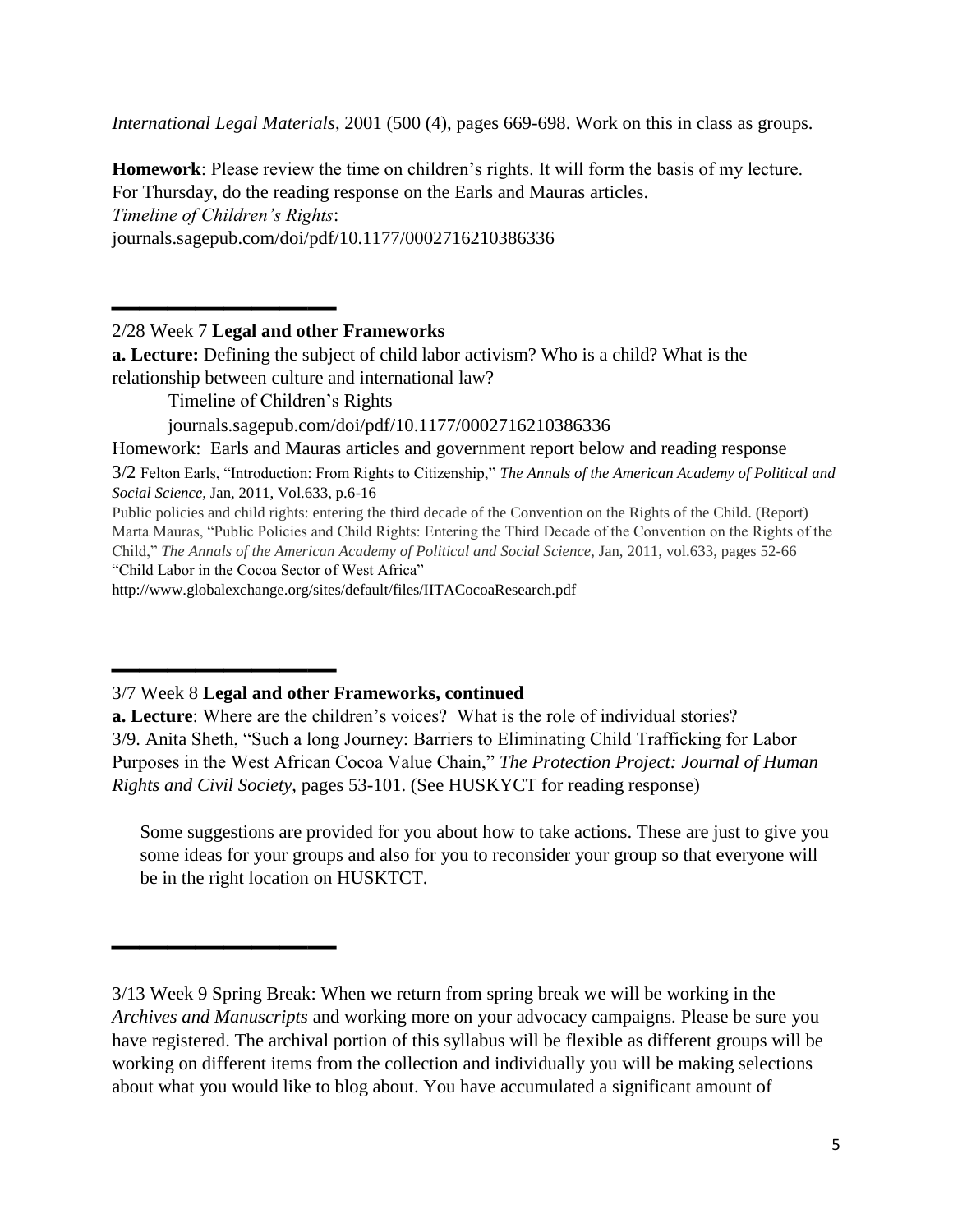*International Legal Materials*, 2001 (500 (4), pages 669-698. Work on this in class as groups.

**Homework**: Please review the time on children's rights. It will form the basis of my lecture. For Thursday, do the reading response on the Earls and Mauras articles.
*Timeline of Children's Rights*:
journals.sagepub.com/doi/pdf/10.1177/0002716210386336

---

2/28 Week 7 **Legal and other Frameworks**

**a. Lecture:** Defining the subject of child labor activism? Who is a child? What is the relationship between culture and international law?

Timeline of Children's Rights
journals.sagepub.com/doi/pdf/10.1177/0002716210386336

Homework: Earls and Mauras articles and government report below and reading response

3/2 Felton Earls, "Introduction: From Rights to Citizenship," *The Annals of the American Academy of Political and Social Science,* Jan, 2011, Vol.633, p.6-16

Public policies and child rights: entering the third decade of the Convention on the Rights of the Child. (Report) Marta Mauras, "Public Policies and Child Rights: Entering the Third Decade of the Convention on the Rights of the Child," *The Annals of the American Academy of Political and Social Science*, Jan, 2011, vol.633, pages 52-66

"Child Labor in the Cocoa Sector of West Africa"
http://www.globalexchange.org/sites/default/files/IITACocoaResearch.pdf

---

3/7 Week 8 **Legal and other Frameworks, continued**

**a. Lecture**: Where are the children's voices? What is the role of individual stories?

3/9. Anita Sheth, "Such a long Journey: Barriers to Eliminating Child Trafficking for Labor Purposes in the West African Cocoa Value Chain," *The Protection Project: Journal of Human Rights and Civil Society*, pages 53-101. (See HUSKYCT for reading response)

Some suggestions are provided for you about how to take actions. These are just to give you some ideas for your groups and also for you to reconsider your group so that everyone will be in the right location on HUSKTCT.

---

3/13 Week 9 Spring Break: When we return from spring break we will be working in the *Archives and Manuscripts* and working more on your advocacy campaigns. Please be sure you have registered. The archival portion of this syllabus will be flexible as different groups will be working on different items from the collection and individually you will be making selections about what you would like to blog about. You have accumulated a significant amount of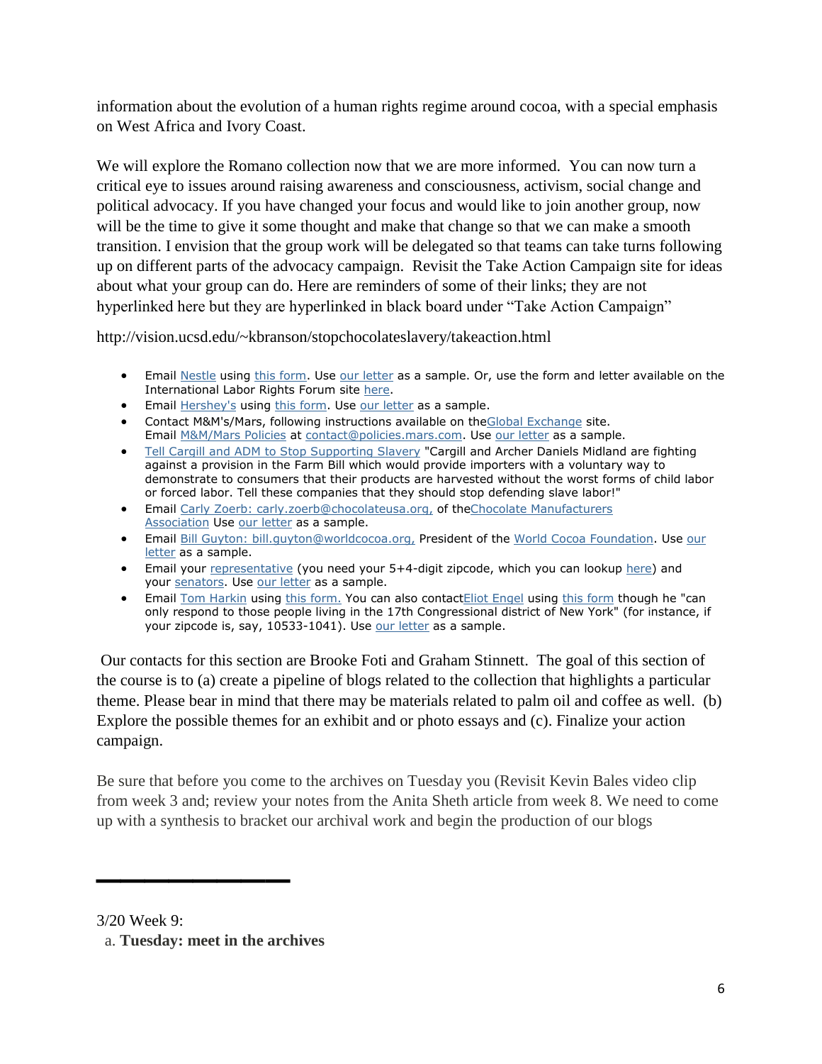information about the evolution of a human rights regime around cocoa, with a special emphasis on West Africa and Ivory Coast.

We will explore the Romano collection now that we are more informed. You can now turn a critical eye to issues around raising awareness and consciousness, activism, social change and political advocacy. If you have changed your focus and would like to join another group, now will be the time to give it some thought and make that change so that we can make a smooth transition. I envision that the group work will be delegated so that teams can take turns following up on different parts of the advocacy campaign. Revisit the Take Action Campaign site for ideas about what your group can do. Here are reminders of some of their links; they are not hyperlinked here but they are hyperlinked in black board under "Take Action Campaign"

http://vision.ucsd.edu/~kbranson/stopchocolateslavery/takeaction.html

- Email Nestle using this form. Use our letter as a sample. Or, use the form and letter available on the International Labor Rights Forum site here.
- Email Hershey's using this form. Use our letter as a sample.
- Contact M&M's/Mars, following instructions available on theGlobal Exchange site. Email M&M/Mars Policies at contact@policies.mars.com. Use our letter as a sample.
- Tell Cargill and ADM to Stop Supporting Slavery "Cargill and Archer Daniels Midland are fighting against a provision in the Farm Bill which would provide importers with a voluntary way to demonstrate to consumers that their products are harvested without the worst forms of child labor or forced labor. Tell these companies that they should stop defending slave labor!"
- Email Carly Zoerb: carly.zoerb@chocolateusa.org, of theChocolate Manufacturers Association Use our letter as a sample.
- Email Bill Guyton: bill.guyton@worldcocoa.org, President of the World Cocoa Foundation. Use our letter as a sample.
- Email your representative (you need your 5+4-digit zipcode, which you can lookup here) and your senators. Use our letter as a sample.
- Email Tom Harkin using this form. You can also contactEliot Engel using this form though he "can only respond to those people living in the 17th Congressional district of New York" (for instance, if your zipcode is, say, 10533-1041). Use our letter as a sample.

Our contacts for this section are Brooke Foti and Graham Stinnett. The goal of this section of the course is to (a) create a pipeline of blogs related to the collection that highlights a particular theme. Please bear in mind that there may be materials related to palm oil and coffee as well. (b) Explore the possible themes for an exhibit and or photo essays and (c). Finalize your action campaign.

Be sure that before you come to the archives on Tuesday you (Revisit Kevin Bales video clip from week 3 and; review your notes from the Anita Sheth article from week 8. We need to come up with a synthesis to bracket our archival work and begin the production of our blogs

---

3/20 Week 9:

a. **Tuesday: meet in the archives**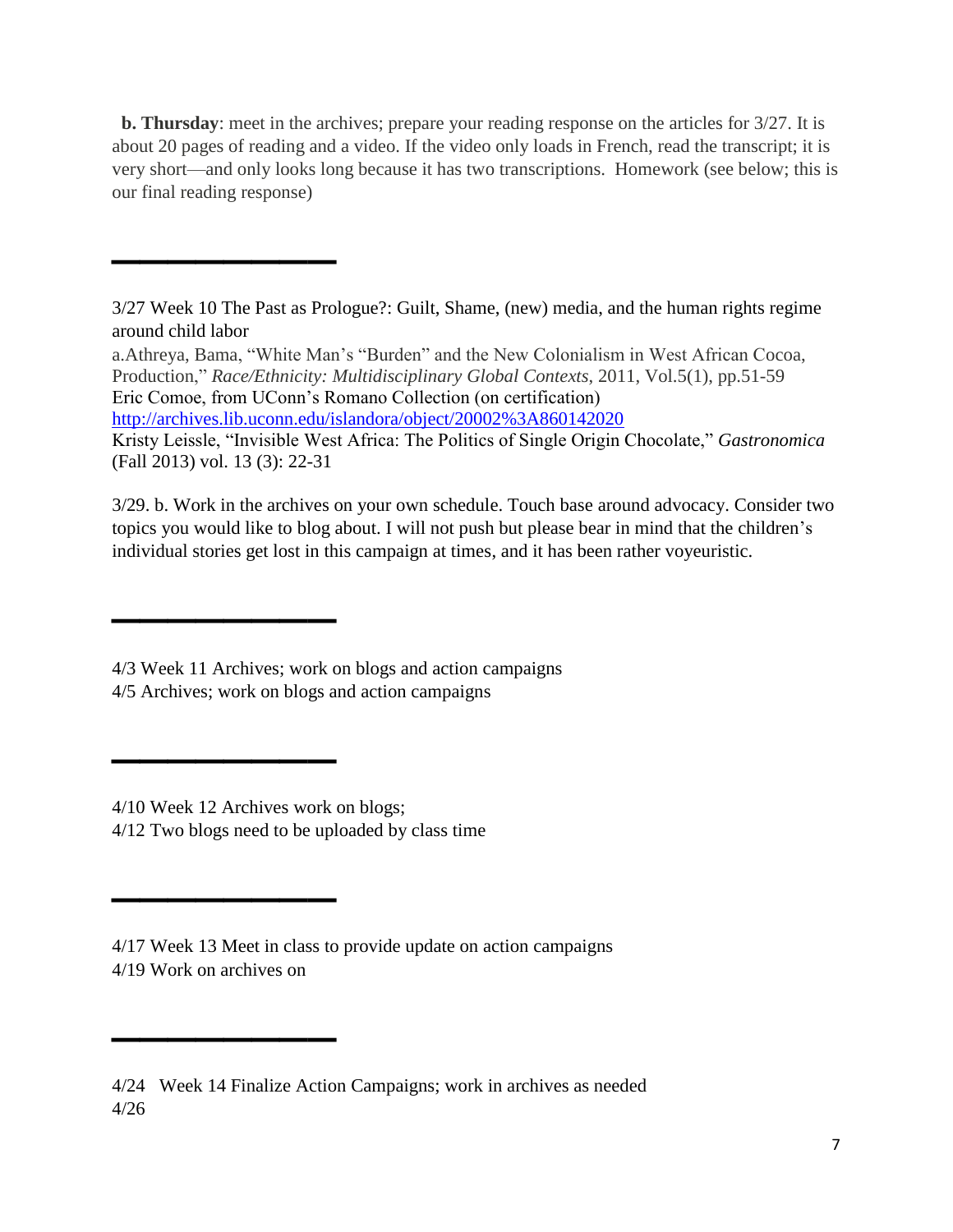**b. Thursday**: meet in the archives; prepare your reading response on the articles for 3/27. It is about 20 pages of reading and a video. If the video only loads in French, read the transcript; it is very short—and only looks long because it has two transcriptions. Homework (see below; this is our final reading response)

---

3/27 Week 10 The Past as Prologue?: Guilt, Shame, (new) media, and the human rights regime around child labor

a.Athreya, Bama, "White Man's "Burden" and the New Colonialism in West African Cocoa, Production," *Race/Ethnicity: Multidisciplinary Global Contexts*, 2011, Vol.5(1), pp.51-59

Eric Comoe, from UConn's Romano Collection (on certification)
[http://archives.lib.uconn.edu/islandora/object/20002%3A860142020](http://archives.lib.uconn.edu/islandora/object/20002%3A860142020)

Kristy Leissle, "Invisible West Africa: The Politics of Single Origin Chocolate," *Gastronomica* (Fall 2013) vol. 13 (3): 22-31

3/29. b. Work in the archives on your own schedule. Touch base around advocacy. Consider two topics you would like to blog about. I will not push but please bear in mind that the children's individual stories get lost in this campaign at times, and it has been rather voyeuristic.

---

4/3 Week 11 Archives; work on blogs and action campaigns
4/5 Archives; work on blogs and action campaigns

---

4/10 Week 12 Archives work on blogs;
4/12 Two blogs need to be uploaded by class time

---

4/17 Week 13 Meet in class to provide update on action campaigns
4/19 Work on archives on

---

4/24 Week 14 Finalize Action Campaigns; work in archives as needed
4/26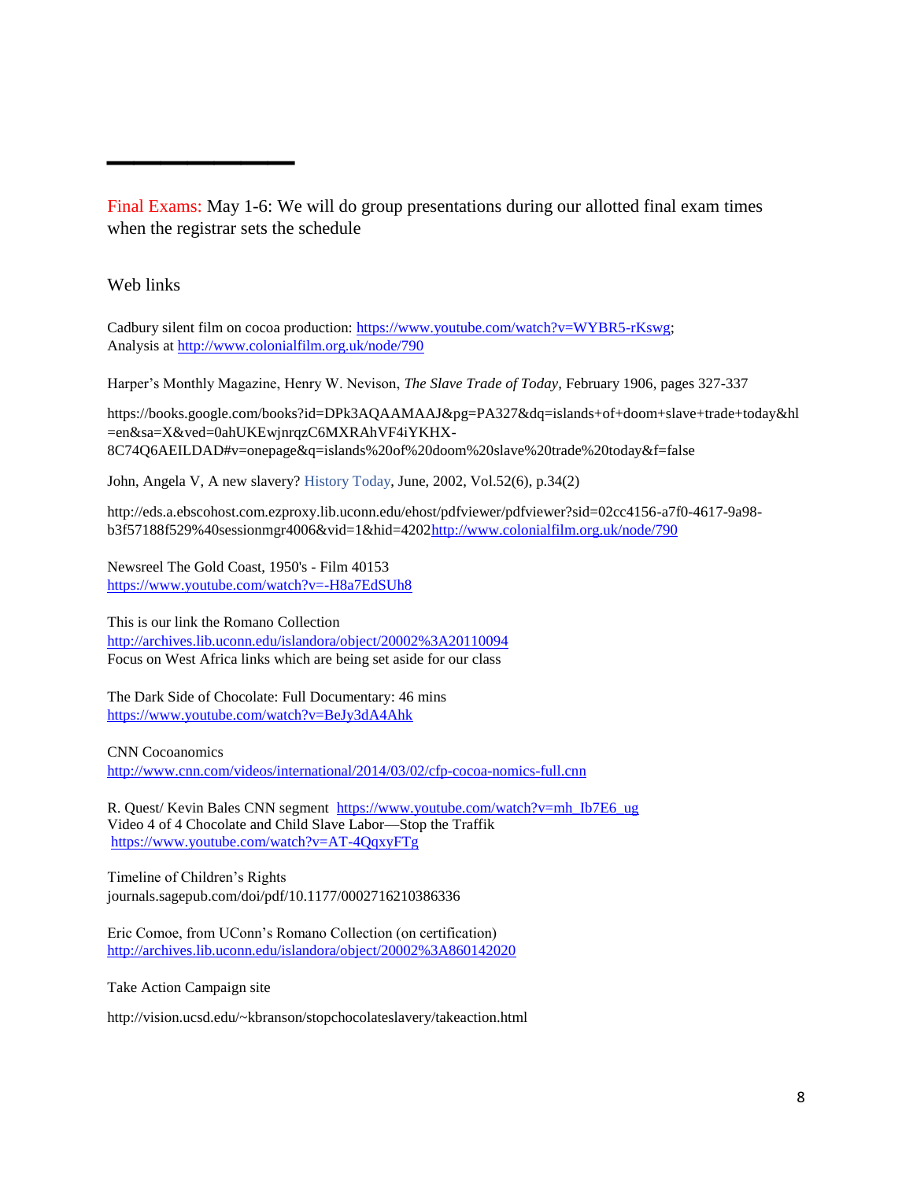Final Exams: May 1-6: We will do group presentations during our allotted final exam times when the registrar sets the schedule

Web links

Cadbury silent film on cocoa production: https://www.youtube.com/watch?v=WYBR5-rKswg;
Analysis at http://www.colonialfilm.org.uk/node/790

Harper's Monthly Magazine, Henry W. Nevison, *The Slave Trade of Today*, February 1906, pages 327-337

https://books.google.com/books?id=DPk3AQAAMAAJ&pg=PA327&dq=islands+of+doom+slave+trade+today&hl=en&sa=X&ved=0ahUKEwjnrqzC6MXRAhVF4iYKHX-8C74Q6AEILDAD#v=onepage&q=islands%20of%20doom%20slave%20trade%20today&f=false

John, Angela V, A new slavery? History Today, June, 2002, Vol.52(6), p.34(2)

http://eds.a.ebscohost.com.ezproxy.lib.uconn.edu/ehost/pdfviewer/pdfviewer?sid=02cc4156-a7f0-4617-9a98-b3f57188f529%40sessionmgr4006&vid=1&hid=4202http://www.colonialfilm.org.uk/node/790

Newsreel The Gold Coast, 1950's - Film 40153
https://www.youtube.com/watch?v=-H8a7EdSUh8

This is our link the Romano Collection
http://archives.lib.uconn.edu/islandora/object/20002%3A20110094
Focus on West Africa links which are being set aside for our class

The Dark Side of Chocolate: Full Documentary: 46 mins
https://www.youtube.com/watch?v=BeJy3dA4Ahk

CNN Cocoanomics
http://www.cnn.com/videos/international/2014/03/02/cfp-cocoa-nomics-full.cnn

R. Quest/ Kevin Bales CNN segment https://www.youtube.com/watch?v=mh_Ib7E6_ug
Video 4 of 4 Chocolate and Child Slave Labor—Stop the Traffik
https://www.youtube.com/watch?v=AT-4QqxyFTg

Timeline of Children's Rights
journals.sagepub.com/doi/pdf/10.1177/0002716210386336

Eric Comoe, from UConn's Romano Collection (on certification)
http://archives.lib.uconn.edu/islandora/object/20002%3A860142020

Take Action Campaign site

http://vision.ucsd.edu/~kbranson/stopchocolateslavery/takeaction.html